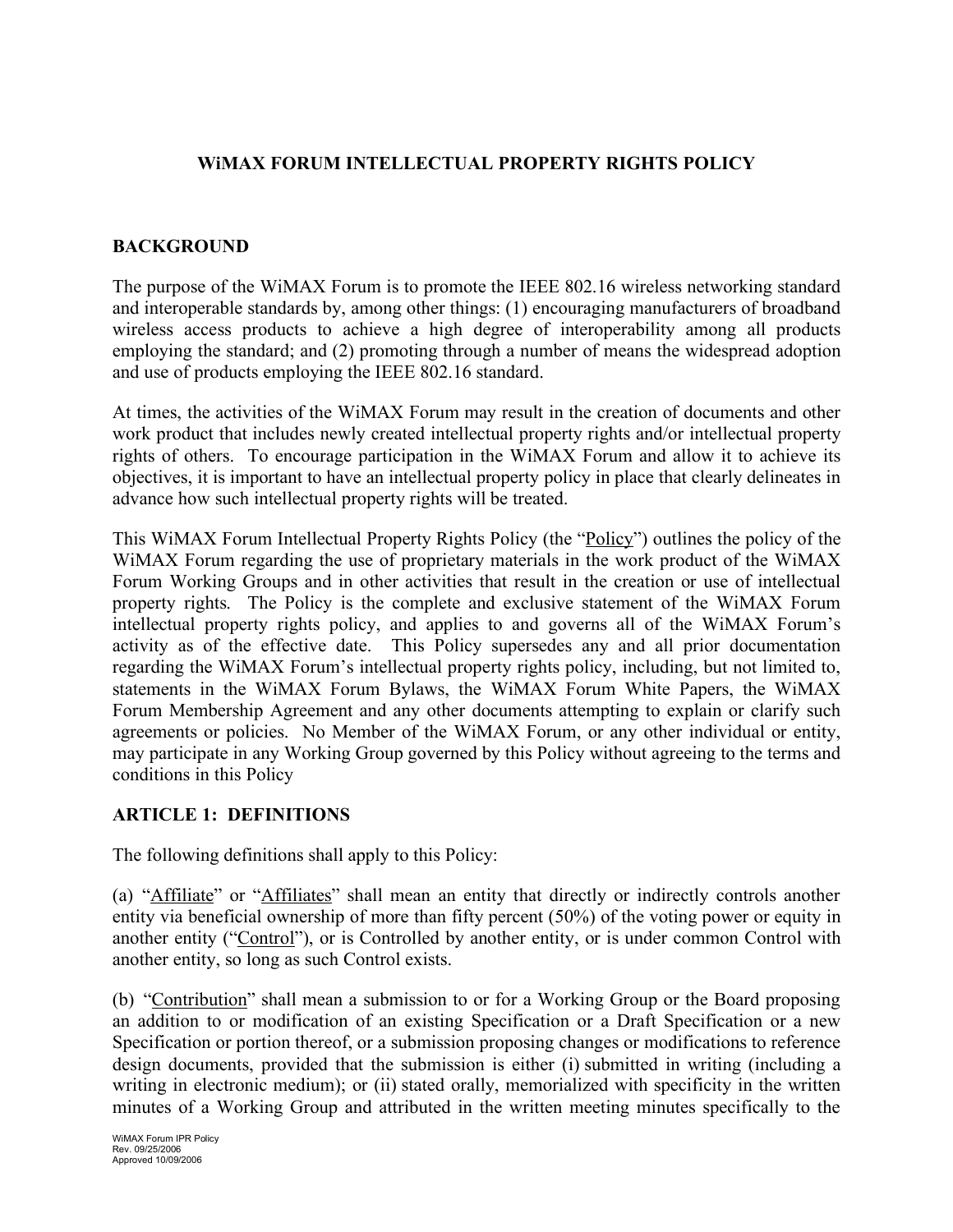# WiMAX FORUM INTELLECTUAL PROPERTY RIGHTS POLICY

## BACKGROUND

The purpose of the WiMAX Forum is to promote the IEEE 802.16 wireless networking standard and interoperable standards by, among other things: (1) encouraging manufacturers of broadband wireless access products to achieve a high degree of interoperability among all products employing the standard; and (2) promoting through a number of means the widespread adoption and use of products employing the IEEE 802.16 standard.

At times, the activities of the WiMAX Forum may result in the creation of documents and other work product that includes newly created intellectual property rights and/or intellectual property rights of others. To encourage participation in the WiMAX Forum and allow it to achieve its objectives, it is important to have an intellectual property policy in place that clearly delineates in advance how such intellectual property rights will be treated.

This WiMAX Forum Intellectual Property Rights Policy (the "Policy") outlines the policy of the WiMAX Forum regarding the use of proprietary materials in the work product of the WiMAX Forum Working Groups and in other activities that result in the creation or use of intellectual property rights. The Policy is the complete and exclusive statement of the WiMAX Forum intellectual property rights policy, and applies to and governs all of the WiMAX Forum's activity as of the effective date. This Policy supersedes any and all prior documentation regarding the WiMAX Forum's intellectual property rights policy, including, but not limited to, statements in the WiMAX Forum Bylaws, the WiMAX Forum White Papers, the WiMAX Forum Membership Agreement and any other documents attempting to explain or clarify such agreements or policies. No Member of the WiMAX Forum, or any other individual or entity, may participate in any Working Group governed by this Policy without agreeing to the terms and conditions in this Policy

## ARTICLE 1: DEFINITIONS

The following definitions shall apply to this Policy:

(a) "Affiliate" or "Affiliates" shall mean an entity that directly or indirectly controls another entity via beneficial ownership of more than fifty percent (50%) of the voting power or equity in another entity ("Control"), or is Controlled by another entity, or is under common Control with another entity, so long as such Control exists.

(b) "Contribution" shall mean a submission to or for a Working Group or the Board proposing an addition to or modification of an existing Specification or a Draft Specification or a new Specification or portion thereof, or a submission proposing changes or modifications to reference design documents, provided that the submission is either (i) submitted in writing (including a writing in electronic medium); or (ii) stated orally, memorialized with specificity in the written minutes of a Working Group and attributed in the written meeting minutes specifically to the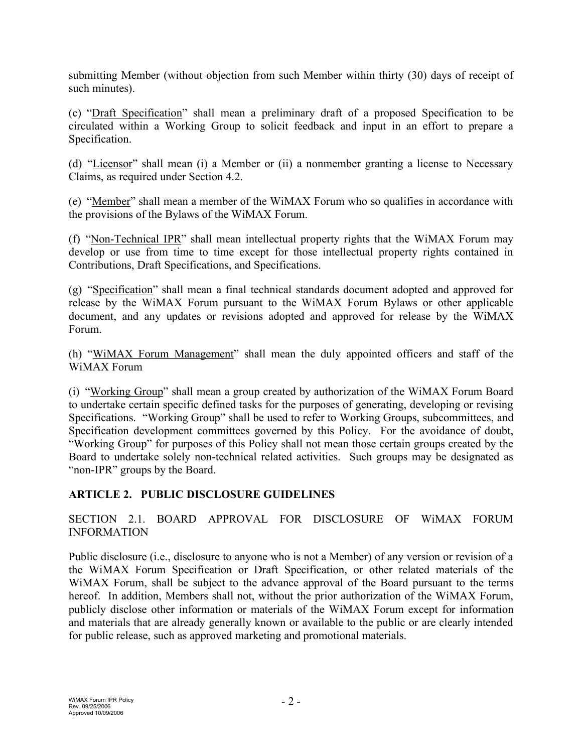submitting Member (without objection from such Member within thirty (30) days of receipt of such minutes).

(c) "Draft Specification" shall mean a preliminary draft of a proposed Specification to be circulated within a Working Group to solicit feedback and input in an effort to prepare a Specification.

(d) "Licensor" shall mean (i) a Member or (ii) a nonmember granting a license to Necessary Claims, as required under Section 4.2.

(e) "Member" shall mean a member of the WiMAX Forum who so qualifies in accordance with the provisions of the Bylaws of the WiMAX Forum.

(f) "Non-Technical IPR" shall mean intellectual property rights that the WiMAX Forum may develop or use from time to time except for those intellectual property rights contained in Contributions, Draft Specifications, and Specifications.

(g) "Specification" shall mean a final technical standards document adopted and approved for release by the WiMAX Forum pursuant to the WiMAX Forum Bylaws or other applicable document, and any updates or revisions adopted and approved for release by the WiMAX Forum.

(h) "WiMAX Forum Management" shall mean the duly appointed officers and staff of the WiMAX Forum

(i) "Working Group" shall mean a group created by authorization of the WiMAX Forum Board to undertake certain specific defined tasks for the purposes of generating, developing or revising Specifications. "Working Group" shall be used to refer to Working Groups, subcommittees, and Specification development committees governed by this Policy. For the avoidance of doubt, "Working Group" for purposes of this Policy shall not mean those certain groups created by the Board to undertake solely non-technical related activities. Such groups may be designated as "non-IPR" groups by the Board.

## ARTICLE 2. PUBLIC DISCLOSURE GUIDELINES

### SECTION 2.1. BOARD APPROVAL FOR DISCLOSURE OF WiMAX FORUM INFORMATION

Public disclosure (i.e., disclosure to anyone who is not a Member) of any version or revision of a the WiMAX Forum Specification or Draft Specification, or other related materials of the WiMAX Forum, shall be subject to the advance approval of the Board pursuant to the terms hereof. In addition, Members shall not, without the prior authorization of the WiMAX Forum, publicly disclose other information or materials of the WiMAX Forum except for information and materials that are already generally known or available to the public or are clearly intended for public release, such as approved marketing and promotional materials.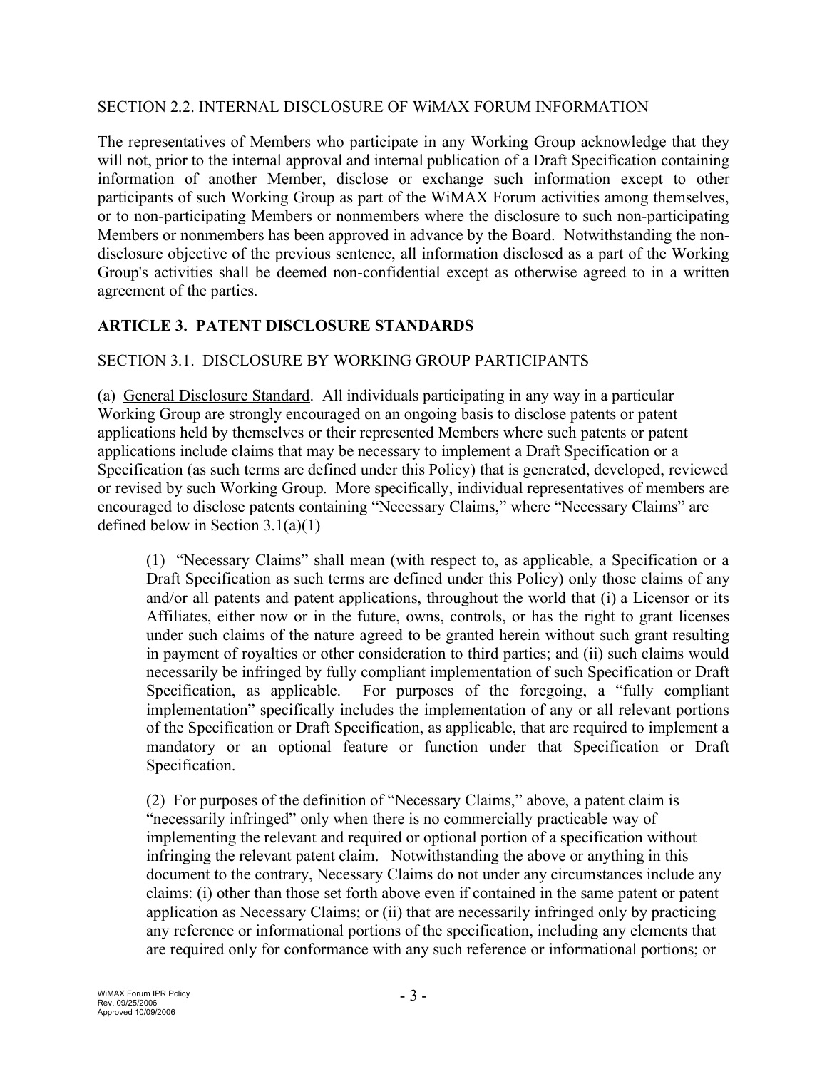SECTION 2.2. INTERNAL DISCLOSURE OF WiMAX FORUM INFORMATION

The representatives of Members who participate in any Working Group acknowledge that they will not, prior to the internal approval and internal publication of a Draft Specification containing information of another Member, disclose or exchange such information except to other participants of such Working Group as part of the WiMAX Forum activities among themselves, or to non-participating Members or nonmembers where the disclosure to such non-participating Members or nonmembers has been approved in advance by the Board. Notwithstanding the non-disclosure objective of the previous sentence, all information disclosed as a part of the Working Group's activities shall be deemed non-confidential except as otherwise agreed to in a written agreement of the parties.

## ARTICLE 3. PATENT DISCLOSURE STANDARDS

SECTION 3.1. DISCLOSURE BY WORKING GROUP PARTICIPANTS

(a) General Disclosure Standard. All individuals participating in any way in a particular Working Group are strongly encouraged on an ongoing basis to disclose patents or patent applications held by themselves or their represented Members where such patents or patent applications include claims that may be necessary to implement a Draft Specification or a Specification (as such terms are defined under this Policy) that is generated, developed, reviewed or revised by such Working Group. More specifically, individual representatives of members are encouraged to disclose patents containing "Necessary Claims," where "Necessary Claims" are defined below in Section 3.1(a)(1)

> (1) "Necessary Claims" shall mean (with respect to, as applicable, a Specification or a Draft Specification as such terms are defined under this Policy) only those claims of any and/or all patents and patent applications, throughout the world that (i) a Licensor or its Affiliates, either now or in the future, owns, controls, or has the right to grant licenses under such claims of the nature agreed to be granted herein without such grant resulting in payment of royalties or other consideration to third parties; and (ii) such claims would necessarily be infringed by fully compliant implementation of such Specification or Draft Specification, as applicable. For purposes of the foregoing, a "fully compliant implementation" specifically includes the implementation of any or all relevant portions of the Specification or Draft Specification, as applicable, that are required to implement a mandatory or an optional feature or function under that Specification or Draft Specification.
>
> (2) For purposes of the definition of "Necessary Claims," above, a patent claim is "necessarily infringed" only when there is no commercially practicable way of implementing the relevant and required or optional portion of a specification without infringing the relevant patent claim. Notwithstanding the above or anything in this document to the contrary, Necessary Claims do not under any circumstances include any claims: (i) other than those set forth above even if contained in the same patent or patent application as Necessary Claims; or (ii) that are necessarily infringed only by practicing any reference or informational portions of the specification, including any elements that are required only for conformance with any such reference or informational portions; or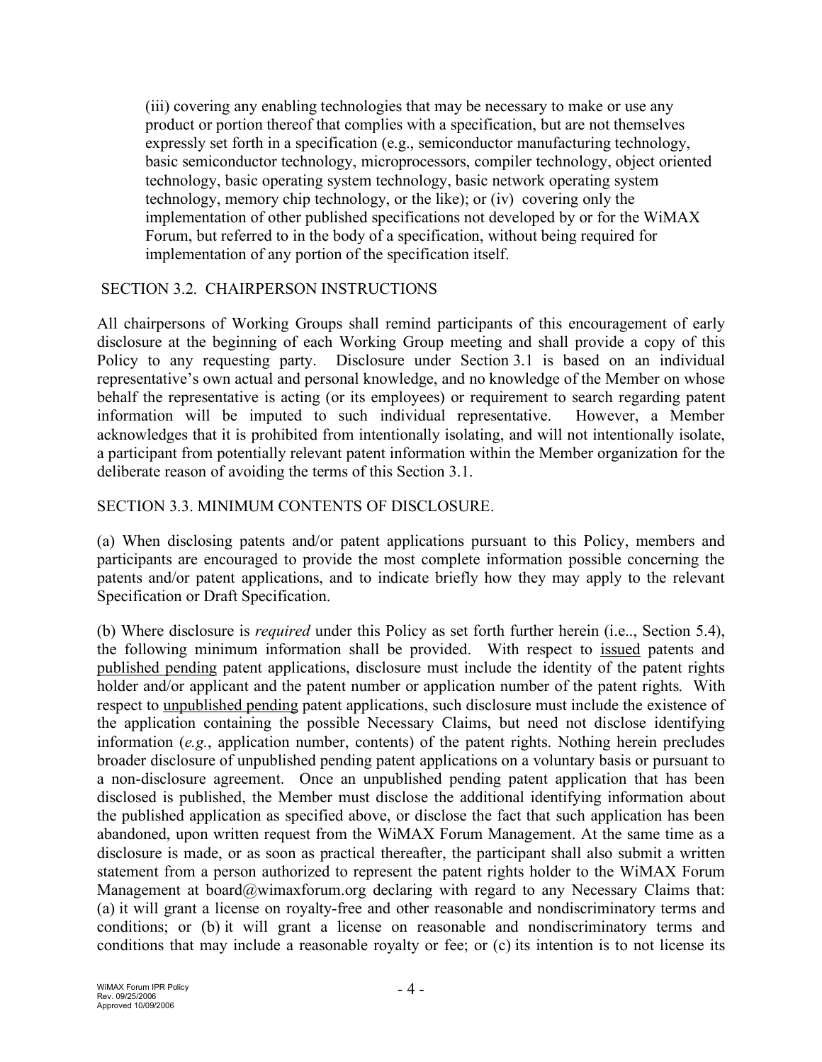(iii) covering any enabling technologies that may be necessary to make or use any product or portion thereof that complies with a specification, but are not themselves expressly set forth in a specification (e.g., semiconductor manufacturing technology, basic semiconductor technology, microprocessors, compiler technology, object oriented technology, basic operating system technology, basic network operating system technology, memory chip technology, or the like); or (iv) covering only the implementation of other published specifications not developed by or for the WiMAX Forum, but referred to in the body of a specification, without being required for implementation of any portion of the specification itself.

## SECTION 3.2. CHAIRPERSON INSTRUCTIONS

All chairpersons of Working Groups shall remind participants of this encouragement of early disclosure at the beginning of each Working Group meeting and shall provide a copy of this Policy to any requesting party. Disclosure under Section 3.1 is based on an individual representative's own actual and personal knowledge, and no knowledge of the Member on whose behalf the representative is acting (or its employees) or requirement to search regarding patent information will be imputed to such individual representative. However, a Member acknowledges that it is prohibited from intentionally isolating, and will not intentionally isolate, a participant from potentially relevant patent information within the Member organization for the deliberate reason of avoiding the terms of this Section 3.1.

## SECTION 3.3. MINIMUM CONTENTS OF DISCLOSURE.

(a) When disclosing patents and/or patent applications pursuant to this Policy, members and participants are encouraged to provide the most complete information possible concerning the patents and/or patent applications, and to indicate briefly how they may apply to the relevant Specification or Draft Specification.

(b) Where disclosure is *required* under this Policy as set forth further herein (i.e.., Section 5.4), the following minimum information shall be provided. With respect to <u>issued</u> patents and <u>published pending</u> patent applications, disclosure must include the identity of the patent rights holder and/or applicant and the patent number or application number of the patent rights. With respect to <u>unpublished pending</u> patent applications, such disclosure must include the existence of the application containing the possible Necessary Claims, but need not disclose identifying information (*e.g.*, application number, contents) of the patent rights. Nothing herein precludes broader disclosure of unpublished pending patent applications on a voluntary basis or pursuant to a non-disclosure agreement. Once an unpublished pending patent application that has been disclosed is published, the Member must disclose the additional identifying information about the published application as specified above, or disclose the fact that such application has been abandoned, upon written request from the WiMAX Forum Management. At the same time as a disclosure is made, or as soon as practical thereafter, the participant shall also submit a written statement from a person authorized to represent the patent rights holder to the WiMAX Forum Management at board@wimaxforum.org declaring with regard to any Necessary Claims that: (a) it will grant a license on royalty-free and other reasonable and nondiscriminatory terms and conditions; or (b) it will grant a license on reasonable and nondiscriminatory terms and conditions that may include a reasonable royalty or fee; or (c) its intention is to not license its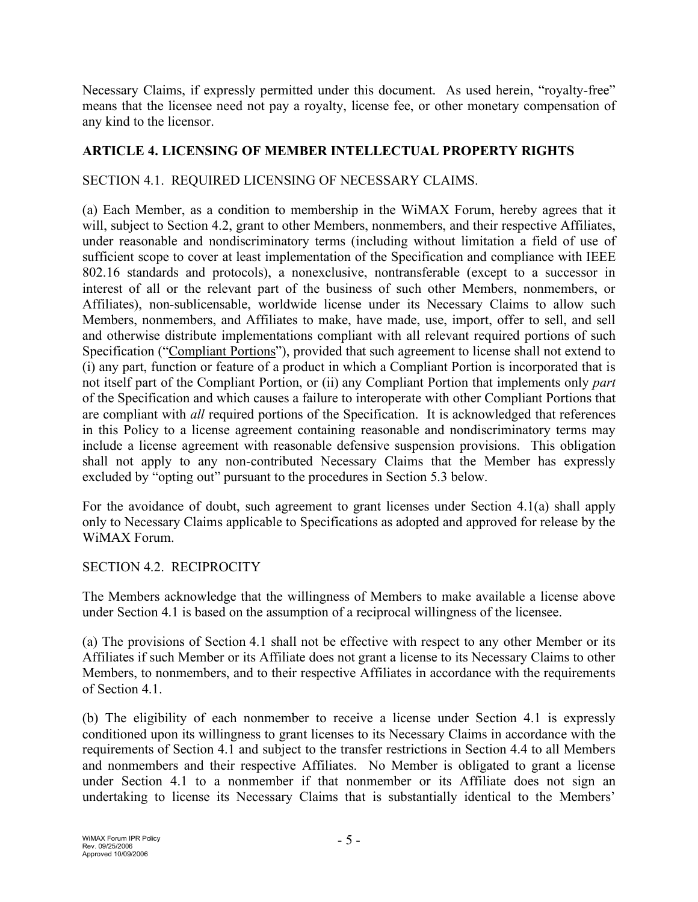Necessary Claims, if expressly permitted under this document. As used herein, "royalty-free" means that the licensee need not pay a royalty, license fee, or other monetary compensation of any kind to the licensor.

## ARTICLE 4. LICENSING OF MEMBER INTELLECTUAL PROPERTY RIGHTS

### SECTION 4.1. REQUIRED LICENSING OF NECESSARY CLAIMS.

(a) Each Member, as a condition to membership in the WiMAX Forum, hereby agrees that it will, subject to Section 4.2, grant to other Members, nonmembers, and their respective Affiliates, under reasonable and nondiscriminatory terms (including without limitation a field of use of sufficient scope to cover at least implementation of the Specification and compliance with IEEE 802.16 standards and protocols), a nonexclusive, nontransferable (except to a successor in interest of all or the relevant part of the business of such other Members, nonmembers, or Affiliates), non-sublicensable, worldwide license under its Necessary Claims to allow such Members, nonmembers, and Affiliates to make, have made, use, import, offer to sell, and sell and otherwise distribute implementations compliant with all relevant required portions of such Specification ("Compliant Portions"), provided that such agreement to license shall not extend to (i) any part, function or feature of a product in which a Compliant Portion is incorporated that is not itself part of the Compliant Portion, or (ii) any Compliant Portion that implements only *part* of the Specification and which causes a failure to interoperate with other Compliant Portions that are compliant with *all* required portions of the Specification. It is acknowledged that references in this Policy to a license agreement containing reasonable and nondiscriminatory terms may include a license agreement with reasonable defensive suspension provisions. This obligation shall not apply to any non-contributed Necessary Claims that the Member has expressly excluded by "opting out" pursuant to the procedures in Section 5.3 below.

For the avoidance of doubt, such agreement to grant licenses under Section 4.1(a) shall apply only to Necessary Claims applicable to Specifications as adopted and approved for release by the WiMAX Forum.

### SECTION 4.2. RECIPROCITY

The Members acknowledge that the willingness of Members to make available a license above under Section 4.1 is based on the assumption of a reciprocal willingness of the licensee.

(a) The provisions of Section 4.1 shall not be effective with respect to any other Member or its Affiliates if such Member or its Affiliate does not grant a license to its Necessary Claims to other Members, to nonmembers, and to their respective Affiliates in accordance with the requirements of Section 4.1.

(b) The eligibility of each nonmember to receive a license under Section 4.1 is expressly conditioned upon its willingness to grant licenses to its Necessary Claims in accordance with the requirements of Section 4.1 and subject to the transfer restrictions in Section 4.4 to all Members and nonmembers and their respective Affiliates. No Member is obligated to grant a license under Section 4.1 to a nonmember if that nonmember or its Affiliate does not sign an undertaking to license its Necessary Claims that is substantially identical to the Members'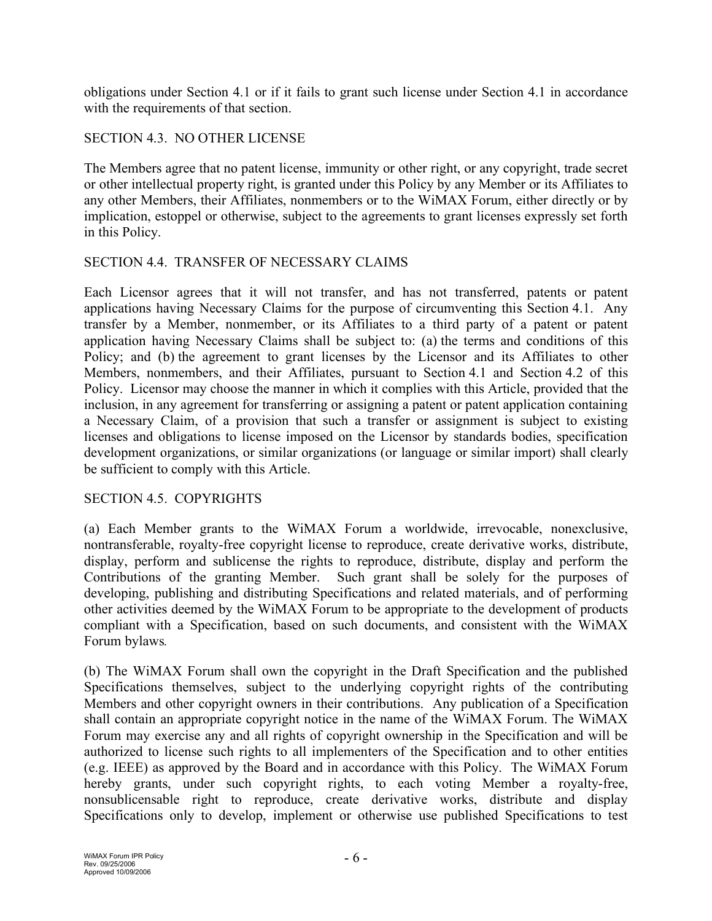obligations under Section 4.1 or if it fails to grant such license under Section 4.1 in accordance with the requirements of that section.

## SECTION 4.3. NO OTHER LICENSE

The Members agree that no patent license, immunity or other right, or any copyright, trade secret or other intellectual property right, is granted under this Policy by any Member or its Affiliates to any other Members, their Affiliates, nonmembers or to the WiMAX Forum, either directly or by implication, estoppel or otherwise, subject to the agreements to grant licenses expressly set forth in this Policy.

## SECTION 4.4. TRANSFER OF NECESSARY CLAIMS

Each Licensor agrees that it will not transfer, and has not transferred, patents or patent applications having Necessary Claims for the purpose of circumventing this Section 4.1. Any transfer by a Member, nonmember, or its Affiliates to a third party of a patent or patent application having Necessary Claims shall be subject to: (a) the terms and conditions of this Policy; and (b) the agreement to grant licenses by the Licensor and its Affiliates to other Members, nonmembers, and their Affiliates, pursuant to Section 4.1 and Section 4.2 of this Policy. Licensor may choose the manner in which it complies with this Article, provided that the inclusion, in any agreement for transferring or assigning a patent or patent application containing a Necessary Claim, of a provision that such a transfer or assignment is subject to existing licenses and obligations to license imposed on the Licensor by standards bodies, specification development organizations, or similar organizations (or language or similar import) shall clearly be sufficient to comply with this Article.

## SECTION 4.5. COPYRIGHTS

(a) Each Member grants to the WiMAX Forum a worldwide, irrevocable, nonexclusive, nontransferable, royalty-free copyright license to reproduce, create derivative works, distribute, display, perform and sublicense the rights to reproduce, distribute, display and perform the Contributions of the granting Member. Such grant shall be solely for the purposes of developing, publishing and distributing Specifications and related materials, and of performing other activities deemed by the WiMAX Forum to be appropriate to the development of products compliant with a Specification, based on such documents, and consistent with the WiMAX Forum bylaws.

(b) The WiMAX Forum shall own the copyright in the Draft Specification and the published Specifications themselves, subject to the underlying copyright rights of the contributing Members and other copyright owners in their contributions. Any publication of a Specification shall contain an appropriate copyright notice in the name of the WiMAX Forum. The WiMAX Forum may exercise any and all rights of copyright ownership in the Specification and will be authorized to license such rights to all implementers of the Specification and to other entities (e.g. IEEE) as approved by the Board and in accordance with this Policy. The WiMAX Forum hereby grants, under such copyright rights, to each voting Member a royalty-free, nonsublicensable right to reproduce, create derivative works, distribute and display Specifications only to develop, implement or otherwise use published Specifications to test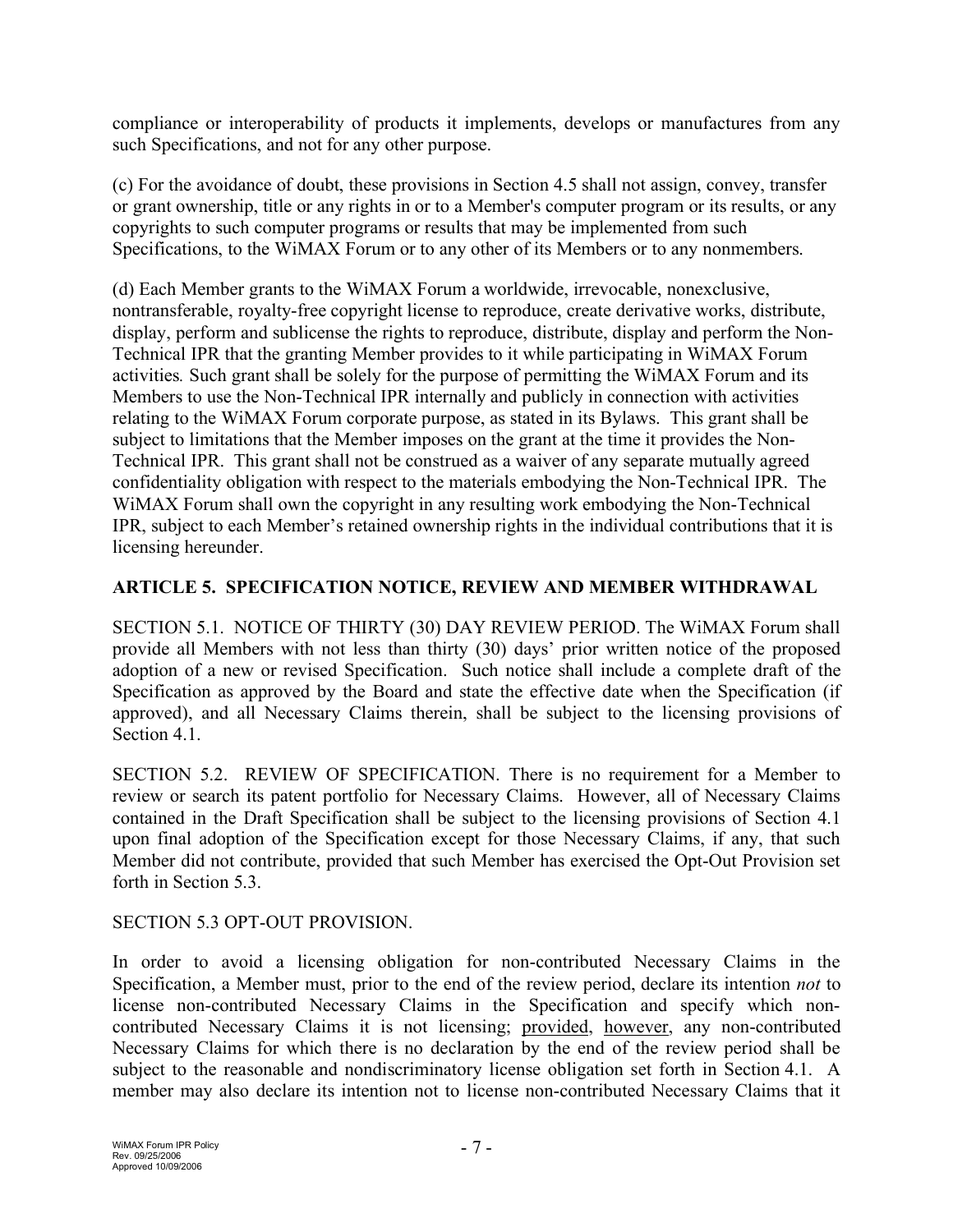compliance or interoperability of products it implements, develops or manufactures from any such Specifications, and not for any other purpose.

(c) For the avoidance of doubt, these provisions in Section 4.5 shall not assign, convey, transfer or grant ownership, title or any rights in or to a Member's computer program or its results, or any copyrights to such computer programs or results that may be implemented from such Specifications, to the WiMAX Forum or to any other of its Members or to any nonmembers.

(d) Each Member grants to the WiMAX Forum a worldwide, irrevocable, nonexclusive, nontransferable, royalty-free copyright license to reproduce, create derivative works, distribute, display, perform and sublicense the rights to reproduce, distribute, display and perform the Non-Technical IPR that the granting Member provides to it while participating in WiMAX Forum activities. Such grant shall be solely for the purpose of permitting the WiMAX Forum and its Members to use the Non-Technical IPR internally and publicly in connection with activities relating to the WiMAX Forum corporate purpose, as stated in its Bylaws. This grant shall be subject to limitations that the Member imposes on the grant at the time it provides the Non-Technical IPR. This grant shall not be construed as a waiver of any separate mutually agreed confidentiality obligation with respect to the materials embodying the Non-Technical IPR. The WiMAX Forum shall own the copyright in any resulting work embodying the Non-Technical IPR, subject to each Member's retained ownership rights in the individual contributions that it is licensing hereunder.

## ARTICLE 5. SPECIFICATION NOTICE, REVIEW AND MEMBER WITHDRAWAL

SECTION 5.1. NOTICE OF THIRTY (30) DAY REVIEW PERIOD. The WiMAX Forum shall provide all Members with not less than thirty (30) days' prior written notice of the proposed adoption of a new or revised Specification. Such notice shall include a complete draft of the Specification as approved by the Board and state the effective date when the Specification (if approved), and all Necessary Claims therein, shall be subject to the licensing provisions of Section 4.1.

SECTION 5.2. REVIEW OF SPECIFICATION. There is no requirement for a Member to review or search its patent portfolio for Necessary Claims. However, all of Necessary Claims contained in the Draft Specification shall be subject to the licensing provisions of Section 4.1 upon final adoption of the Specification except for those Necessary Claims, if any, that such Member did not contribute, provided that such Member has exercised the Opt-Out Provision set forth in Section 5.3.

SECTION 5.3 OPT-OUT PROVISION.

In order to avoid a licensing obligation for non-contributed Necessary Claims in the Specification, a Member must, prior to the end of the review period, declare its intention *not* to license non-contributed Necessary Claims in the Specification and specify which non-contributed Necessary Claims it is not licensing; provided, however, any non-contributed Necessary Claims for which there is no declaration by the end of the review period shall be subject to the reasonable and nondiscriminatory license obligation set forth in Section 4.1. A member may also declare its intention not to license non-contributed Necessary Claims that it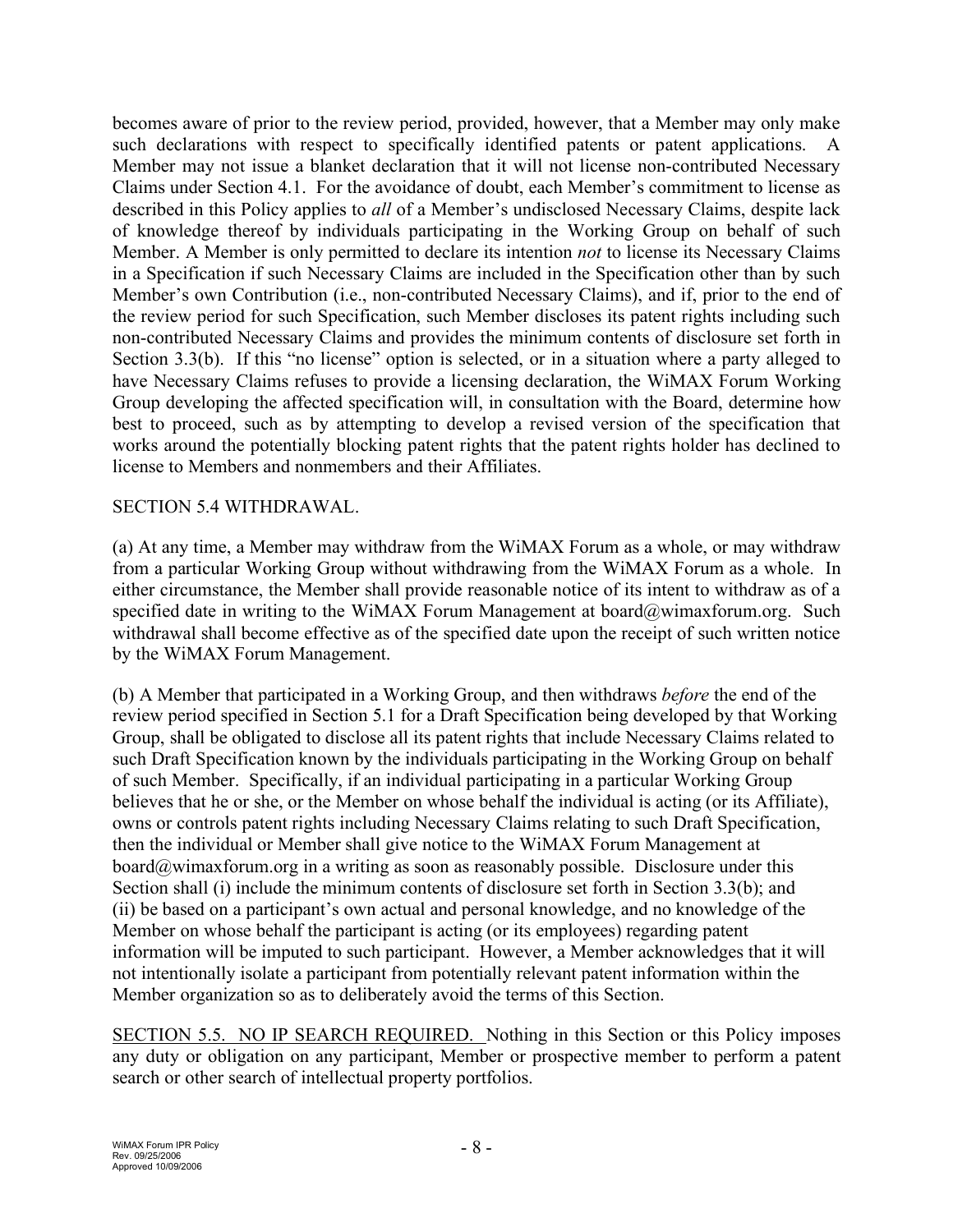becomes aware of prior to the review period, provided, however, that a Member may only make such declarations with respect to specifically identified patents or patent applications. A Member may not issue a blanket declaration that it will not license non-contributed Necessary Claims under Section 4.1. For the avoidance of doubt, each Member's commitment to license as described in this Policy applies to *all* of a Member's undisclosed Necessary Claims, despite lack of knowledge thereof by individuals participating in the Working Group on behalf of such Member. A Member is only permitted to declare its intention *not* to license its Necessary Claims in a Specification if such Necessary Claims are included in the Specification other than by such Member's own Contribution (i.e., non-contributed Necessary Claims), and if, prior to the end of the review period for such Specification, such Member discloses its patent rights including such non-contributed Necessary Claims and provides the minimum contents of disclosure set forth in Section 3.3(b). If this "no license" option is selected, or in a situation where a party alleged to have Necessary Claims refuses to provide a licensing declaration, the WiMAX Forum Working Group developing the affected specification will, in consultation with the Board, determine how best to proceed, such as by attempting to develop a revised version of the specification that works around the potentially blocking patent rights that the patent rights holder has declined to license to Members and nonmembers and their Affiliates.

SECTION 5.4 WITHDRAWAL.

(a) At any time, a Member may withdraw from the WiMAX Forum as a whole, or may withdraw from a particular Working Group without withdrawing from the WiMAX Forum as a whole. In either circumstance, the Member shall provide reasonable notice of its intent to withdraw as of a specified date in writing to the WiMAX Forum Management at board@wimaxforum.org. Such withdrawal shall become effective as of the specified date upon the receipt of such written notice by the WiMAX Forum Management.

(b) A Member that participated in a Working Group, and then withdraws *before* the end of the review period specified in Section 5.1 for a Draft Specification being developed by that Working Group, shall be obligated to disclose all its patent rights that include Necessary Claims related to such Draft Specification known by the individuals participating in the Working Group on behalf of such Member. Specifically, if an individual participating in a particular Working Group believes that he or she, or the Member on whose behalf the individual is acting (or its Affiliate), owns or controls patent rights including Necessary Claims relating to such Draft Specification, then the individual or Member shall give notice to the WiMAX Forum Management at board@wimaxforum.org in a writing as soon as reasonably possible. Disclosure under this Section shall (i) include the minimum contents of disclosure set forth in Section 3.3(b); and (ii) be based on a participant's own actual and personal knowledge, and no knowledge of the Member on whose behalf the participant is acting (or its employees) regarding patent information will be imputed to such participant. However, a Member acknowledges that it will not intentionally isolate a participant from potentially relevant patent information within the Member organization so as to deliberately avoid the terms of this Section.

SECTION 5.5. NO IP SEARCH REQUIRED. Nothing in this Section or this Policy imposes any duty or obligation on any participant, Member or prospective member to perform a patent search or other search of intellectual property portfolios.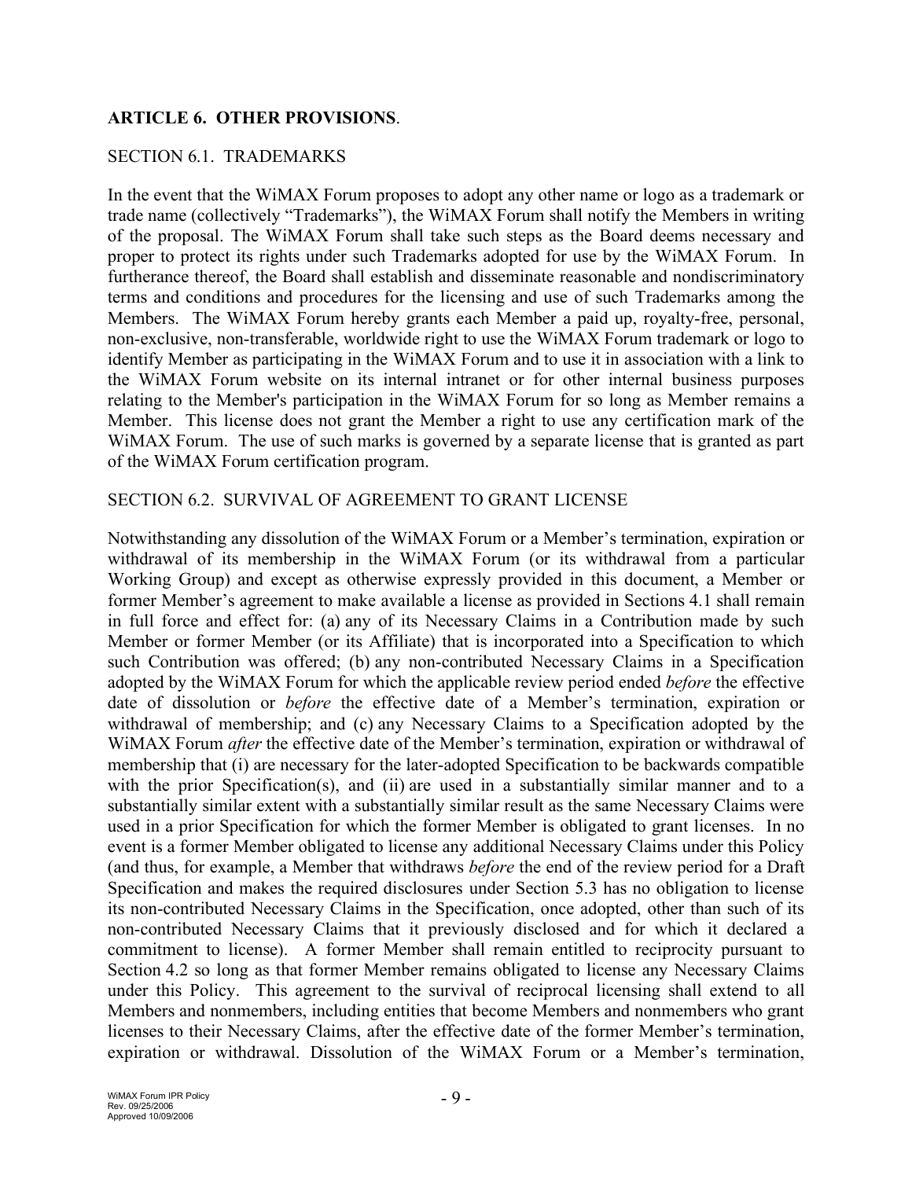## ARTICLE 6. OTHER PROVISIONS.

### SECTION 6.1. TRADEMARKS

In the event that the WiMAX Forum proposes to adopt any other name or logo as a trademark or trade name (collectively "Trademarks"), the WiMAX Forum shall notify the Members in writing of the proposal. The WiMAX Forum shall take such steps as the Board deems necessary and proper to protect its rights under such Trademarks adopted for use by the WiMAX Forum. In furtherance thereof, the Board shall establish and disseminate reasonable and nondiscriminatory terms and conditions and procedures for the licensing and use of such Trademarks among the Members. The WiMAX Forum hereby grants each Member a paid up, royalty-free, personal, non-exclusive, non-transferable, worldwide right to use the WiMAX Forum trademark or logo to identify Member as participating in the WiMAX Forum and to use it in association with a link to the WiMAX Forum website on its internal intranet or for other internal business purposes relating to the Member's participation in the WiMAX Forum for so long as Member remains a Member. This license does not grant the Member a right to use any certification mark of the WiMAX Forum. The use of such marks is governed by a separate license that is granted as part of the WiMAX Forum certification program.

### SECTION 6.2. SURVIVAL OF AGREEMENT TO GRANT LICENSE

Notwithstanding any dissolution of the WiMAX Forum or a Member's termination, expiration or withdrawal of its membership in the WiMAX Forum (or its withdrawal from a particular Working Group) and except as otherwise expressly provided in this document, a Member or former Member's agreement to make available a license as provided in Sections 4.1 shall remain in full force and effect for: (a) any of its Necessary Claims in a Contribution made by such Member or former Member (or its Affiliate) that is incorporated into a Specification to which such Contribution was offered; (b) any non-contributed Necessary Claims in a Specification adopted by the WiMAX Forum for which the applicable review period ended *before* the effective date of dissolution or *before* the effective date of a Member's termination, expiration or withdrawal of membership; and (c) any Necessary Claims to a Specification adopted by the WiMAX Forum *after* the effective date of the Member's termination, expiration or withdrawal of membership that (i) are necessary for the later-adopted Specification to be backwards compatible with the prior Specification(s), and (ii) are used in a substantially similar manner and to a substantially similar extent with a substantially similar result as the same Necessary Claims were used in a prior Specification for which the former Member is obligated to grant licenses. In no event is a former Member obligated to license any additional Necessary Claims under this Policy (and thus, for example, a Member that withdraws *before* the end of the review period for a Draft Specification and makes the required disclosures under Section 5.3 has no obligation to license its non-contributed Necessary Claims in the Specification, once adopted, other than such of its non-contributed Necessary Claims that it previously disclosed and for which it declared a commitment to license). A former Member shall remain entitled to reciprocity pursuant to Section 4.2 so long as that former Member remains obligated to license any Necessary Claims under this Policy. This agreement to the survival of reciprocal licensing shall extend to all Members and nonmembers, including entities that become Members and nonmembers who grant licenses to their Necessary Claims, after the effective date of the former Member's termination, expiration or withdrawal. Dissolution of the WiMAX Forum or a Member's termination,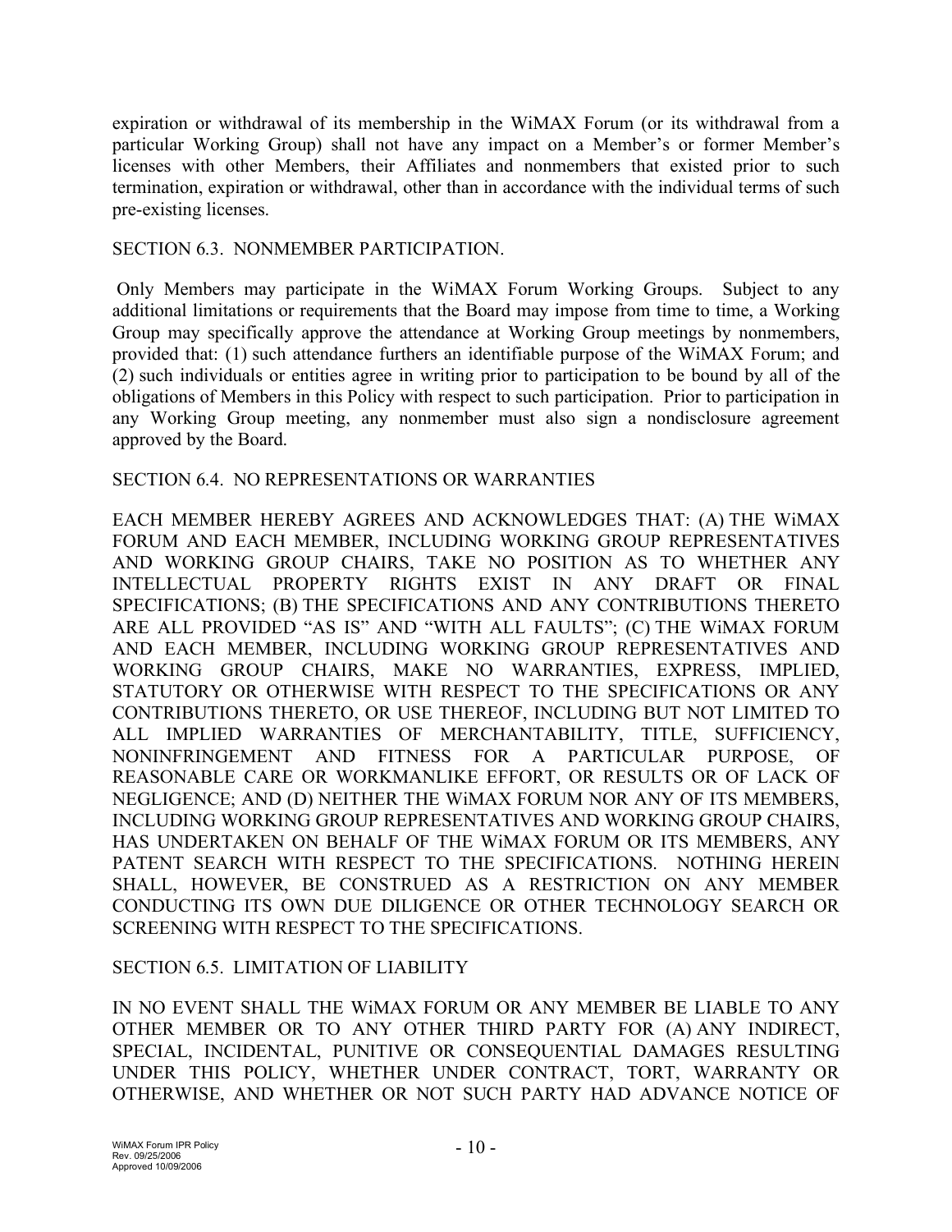expiration or withdrawal of its membership in the WiMAX Forum (or its withdrawal from a particular Working Group) shall not have any impact on a Member's or former Member's licenses with other Members, their Affiliates and nonmembers that existed prior to such termination, expiration or withdrawal, other than in accordance with the individual terms of such pre-existing licenses.

SECTION 6.3. NONMEMBER PARTICIPATION.

Only Members may participate in the WiMAX Forum Working Groups. Subject to any additional limitations or requirements that the Board may impose from time to time, a Working Group may specifically approve the attendance at Working Group meetings by nonmembers, provided that: (1) such attendance furthers an identifiable purpose of the WiMAX Forum; and (2) such individuals or entities agree in writing prior to participation to be bound by all of the obligations of Members in this Policy with respect to such participation. Prior to participation in any Working Group meeting, any nonmember must also sign a nondisclosure agreement approved by the Board.

SECTION 6.4. NO REPRESENTATIONS OR WARRANTIES

EACH MEMBER HEREBY AGREES AND ACKNOWLEDGES THAT: (A) THE WiMAX FORUM AND EACH MEMBER, INCLUDING WORKING GROUP REPRESENTATIVES AND WORKING GROUP CHAIRS, TAKE NO POSITION AS TO WHETHER ANY INTELLECTUAL PROPERTY RIGHTS EXIST IN ANY DRAFT OR FINAL SPECIFICATIONS; (B) THE SPECIFICATIONS AND ANY CONTRIBUTIONS THERETO ARE ALL PROVIDED "AS IS" AND "WITH ALL FAULTS"; (C) THE WiMAX FORUM AND EACH MEMBER, INCLUDING WORKING GROUP REPRESENTATIVES AND WORKING GROUP CHAIRS, MAKE NO WARRANTIES, EXPRESS, IMPLIED, STATUTORY OR OTHERWISE WITH RESPECT TO THE SPECIFICATIONS OR ANY CONTRIBUTIONS THERETO, OR USE THEREOF, INCLUDING BUT NOT LIMITED TO ALL IMPLIED WARRANTIES OF MERCHANTABILITY, TITLE, SUFFICIENCY, NONINFRINGEMENT AND FITNESS FOR A PARTICULAR PURPOSE, OF REASONABLE CARE OR WORKMANLIKE EFFORT, OR RESULTS OR OF LACK OF NEGLIGENCE; AND (D) NEITHER THE WiMAX FORUM NOR ANY OF ITS MEMBERS, INCLUDING WORKING GROUP REPRESENTATIVES AND WORKING GROUP CHAIRS, HAS UNDERTAKEN ON BEHALF OF THE WiMAX FORUM OR ITS MEMBERS, ANY PATENT SEARCH WITH RESPECT TO THE SPECIFICATIONS. NOTHING HEREIN SHALL, HOWEVER, BE CONSTRUED AS A RESTRICTION ON ANY MEMBER CONDUCTING ITS OWN DUE DILIGENCE OR OTHER TECHNOLOGY SEARCH OR SCREENING WITH RESPECT TO THE SPECIFICATIONS.

SECTION 6.5. LIMITATION OF LIABILITY

IN NO EVENT SHALL THE WiMAX FORUM OR ANY MEMBER BE LIABLE TO ANY OTHER MEMBER OR TO ANY OTHER THIRD PARTY FOR (A) ANY INDIRECT, SPECIAL, INCIDENTAL, PUNITIVE OR CONSEQUENTIAL DAMAGES RESULTING UNDER THIS POLICY, WHETHER UNDER CONTRACT, TORT, WARRANTY OR OTHERWISE, AND WHETHER OR NOT SUCH PARTY HAD ADVANCE NOTICE OF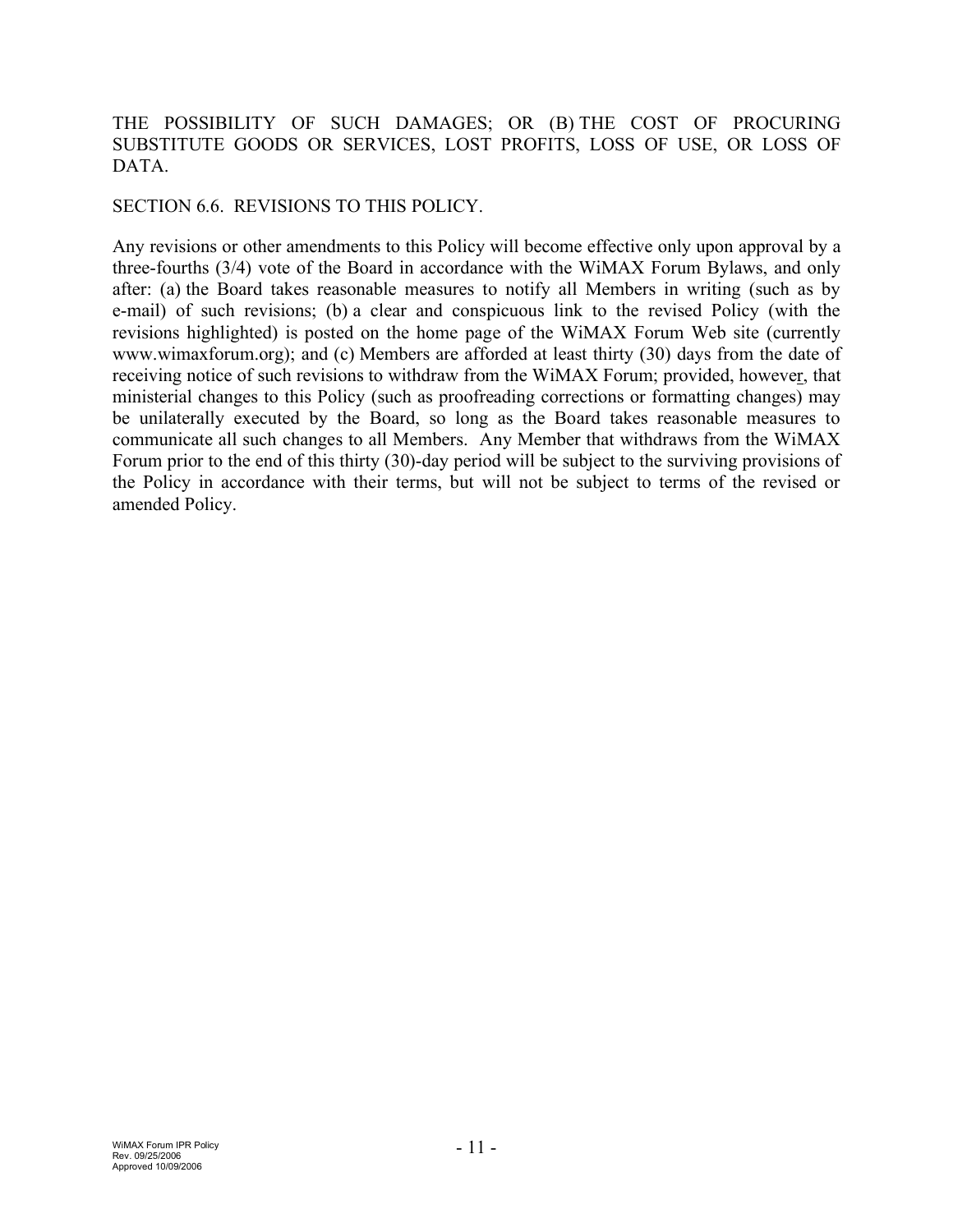THE POSSIBILITY OF SUCH DAMAGES; OR (B) THE COST OF PROCURING SUBSTITUTE GOODS OR SERVICES, LOST PROFITS, LOSS OF USE, OR LOSS OF DATA.

SECTION 6.6. REVISIONS TO THIS POLICY.

Any revisions or other amendments to this Policy will become effective only upon approval by a three-fourths (3/4) vote of the Board in accordance with the WiMAX Forum Bylaws, and only after: (a) the Board takes reasonable measures to notify all Members in writing (such as by e-mail) of such revisions; (b) a clear and conspicuous link to the revised Policy (with the revisions highlighted) is posted on the home page of the WiMAX Forum Web site (currently www.wimaxforum.org); and (c) Members are afforded at least thirty (30) days from the date of receiving notice of such revisions to withdraw from the WiMAX Forum; provided, however, that ministerial changes to this Policy (such as proofreading corrections or formatting changes) may be unilaterally executed by the Board, so long as the Board takes reasonable measures to communicate all such changes to all Members. Any Member that withdraws from the WiMAX Forum prior to the end of this thirty (30)-day period will be subject to the surviving provisions of the Policy in accordance with their terms, but will not be subject to terms of the revised or amended Policy.